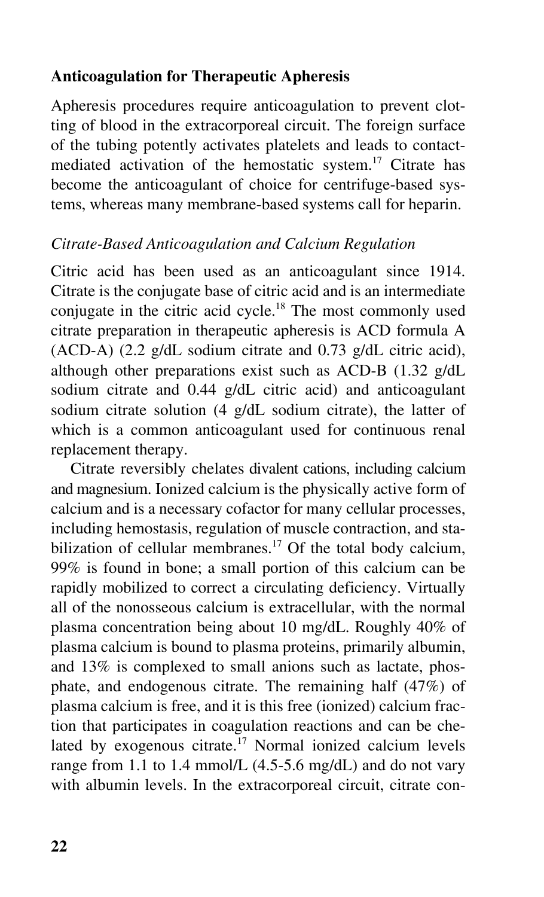## Anticoagulation for Therapeutic Apheresis

Apheresis procedures require anticoagulation to prevent clotting of blood in the extracorporeal circuit. The foreign surface of the tubing potently activates platelets and leads to contact-mediated activation of the hemostatic system.[17] Citrate has become the anticoagulant of choice for centrifuge-based systems, whereas many membrane-based systems call for heparin.

### *Citrate-Based Anticoagulation and Calcium Regulation*

Citric acid has been used as an anticoagulant since 1914. Citrate is the conjugate base of citric acid and is an intermediate conjugate in the citric acid cycle.[18] The most commonly used citrate preparation in therapeutic apheresis is ACD formula A (ACD-A) (2.2 g/dL sodium citrate and 0.73 g/dL citric acid), although other preparations exist such as ACD-B (1.32 g/dL sodium citrate and 0.44 g/dL citric acid) and anticoagulant sodium citrate solution (4 g/dL sodium citrate), the latter of which is a common anticoagulant used for continuous renal replacement therapy.

Citrate reversibly chelates divalent cations, including calcium and magnesium. Ionized calcium is the physically active form of calcium and is a necessary cofactor for many cellular processes, including hemostasis, regulation of muscle contraction, and stabilization of cellular membranes.[17] Of the total body calcium, 99% is found in bone; a small portion of this calcium can be rapidly mobilized to correct a circulating deficiency. Virtually all of the nonosseous calcium is extracellular, with the normal plasma concentration being about 10 mg/dL. Roughly 40% of plasma calcium is bound to plasma proteins, primarily albumin, and 13% is complexed to small anions such as lactate, phosphate, and endogenous citrate. The remaining half (47%) of plasma calcium is free, and it is this free (ionized) calcium fraction that participates in coagulation reactions and can be chelated by exogenous citrate.[17] Normal ionized calcium levels range from 1.1 to 1.4 mmol/L (4.5-5.6 mg/dL) and do not vary with albumin levels. In the extracorporeal circuit, citrate con-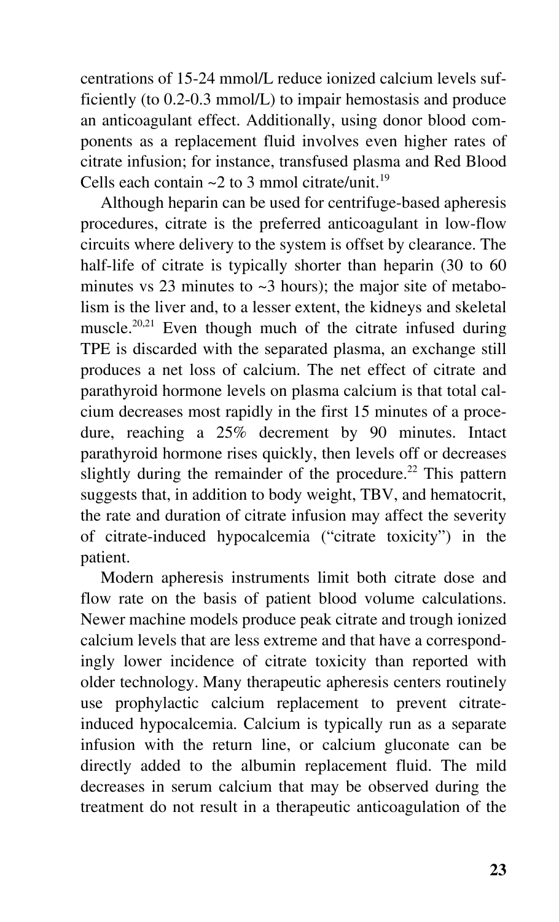centrations of 15-24 mmol/L reduce ionized calcium levels sufficiently (to 0.2-0.3 mmol/L) to impair hemostasis and produce an anticoagulant effect. Additionally, using donor blood components as a replacement fluid involves even higher rates of citrate infusion; for instance, transfused plasma and Red Blood Cells each contain ~2 to 3 mmol citrate/unit.[19]

Although heparin can be used for centrifuge-based apheresis procedures, citrate is the preferred anticoagulant in low-flow circuits where delivery to the system is offset by clearance. The half-life of citrate is typically shorter than heparin (30 to 60 minutes vs 23 minutes to ~3 hours); the major site of metabolism is the liver and, to a lesser extent, the kidneys and skeletal muscle.[20,21] Even though much of the citrate infused during TPE is discarded with the separated plasma, an exchange still produces a net loss of calcium. The net effect of citrate and parathyroid hormone levels on plasma calcium is that total calcium decreases most rapidly in the first 15 minutes of a procedure, reaching a 25% decrement by 90 minutes. Intact parathyroid hormone rises quickly, then levels off or decreases slightly during the remainder of the procedure.[22] This pattern suggests that, in addition to body weight, TBV, and hematocrit, the rate and duration of citrate infusion may affect the severity of citrate-induced hypocalcemia ("citrate toxicity") in the patient.

Modern apheresis instruments limit both citrate dose and flow rate on the basis of patient blood volume calculations. Newer machine models produce peak citrate and trough ionized calcium levels that are less extreme and that have a correspondingly lower incidence of citrate toxicity than reported with older technology. Many therapeutic apheresis centers routinely use prophylactic calcium replacement to prevent citrate-induced hypocalcemia. Calcium is typically run as a separate infusion with the return line, or calcium gluconate can be directly added to the albumin replacement fluid. The mild decreases in serum calcium that may be observed during the treatment do not result in a therapeutic anticoagulation of the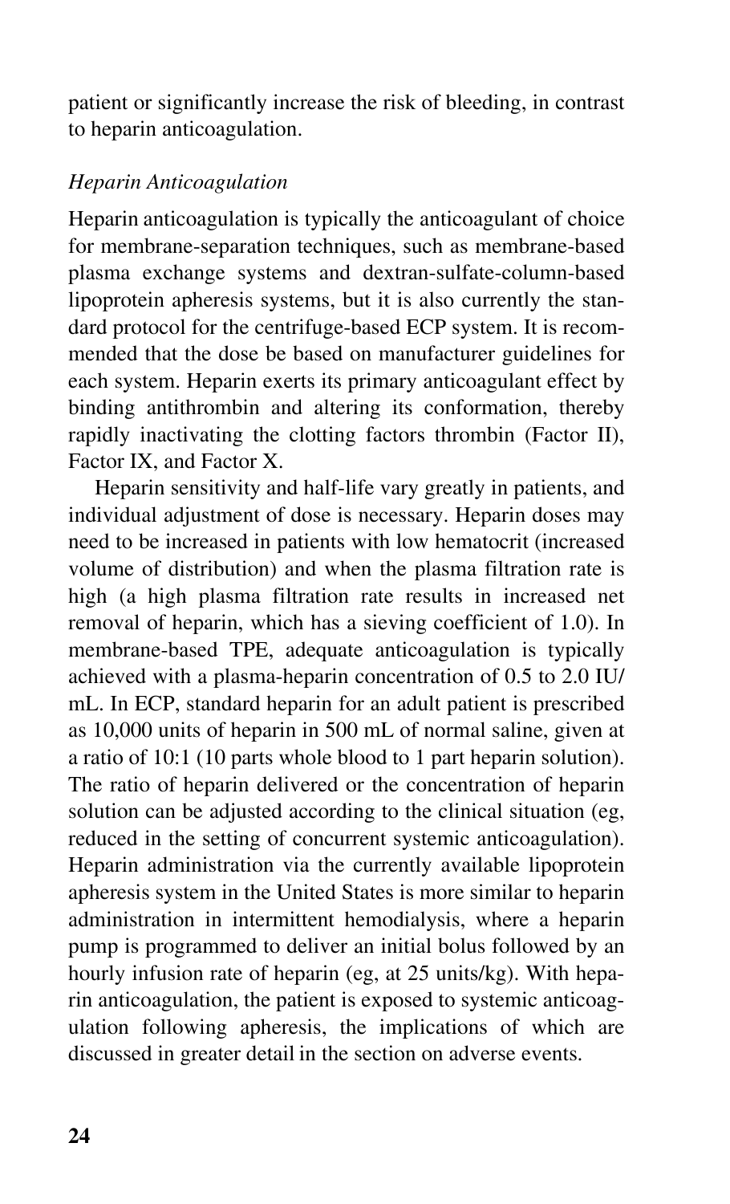patient or significantly increase the risk of bleeding, in contrast to heparin anticoagulation.

*Heparin Anticoagulation*

Heparin anticoagulation is typically the anticoagulant of choice for membrane-separation techniques, such as membrane-based plasma exchange systems and dextran-sulfate-column-based lipoprotein apheresis systems, but it is also currently the standard protocol for the centrifuge-based ECP system. It is recommended that the dose be based on manufacturer guidelines for each system. Heparin exerts its primary anticoagulant effect by binding antithrombin and altering its conformation, thereby rapidly inactivating the clotting factors thrombin (Factor II), Factor IX, and Factor X.

Heparin sensitivity and half-life vary greatly in patients, and individual adjustment of dose is necessary. Heparin doses may need to be increased in patients with low hematocrit (increased volume of distribution) and when the plasma filtration rate is high (a high plasma filtration rate results in increased net removal of heparin, which has a sieving coefficient of 1.0). In membrane-based TPE, adequate anticoagulation is typically achieved with a plasma-heparin concentration of 0.5 to 2.0 IU/mL. In ECP, standard heparin for an adult patient is prescribed as 10,000 units of heparin in 500 mL of normal saline, given at a ratio of 10:1 (10 parts whole blood to 1 part heparin solution). The ratio of heparin delivered or the concentration of heparin solution can be adjusted according to the clinical situation (eg, reduced in the setting of concurrent systemic anticoagulation). Heparin administration via the currently available lipoprotein apheresis system in the United States is more similar to heparin administration in intermittent hemodialysis, where a heparin pump is programmed to deliver an initial bolus followed by an hourly infusion rate of heparin (eg, at 25 units/kg). With heparin anticoagulation, the patient is exposed to systemic anticoagulation following apheresis, the implications of which are discussed in greater detail in the section on adverse events.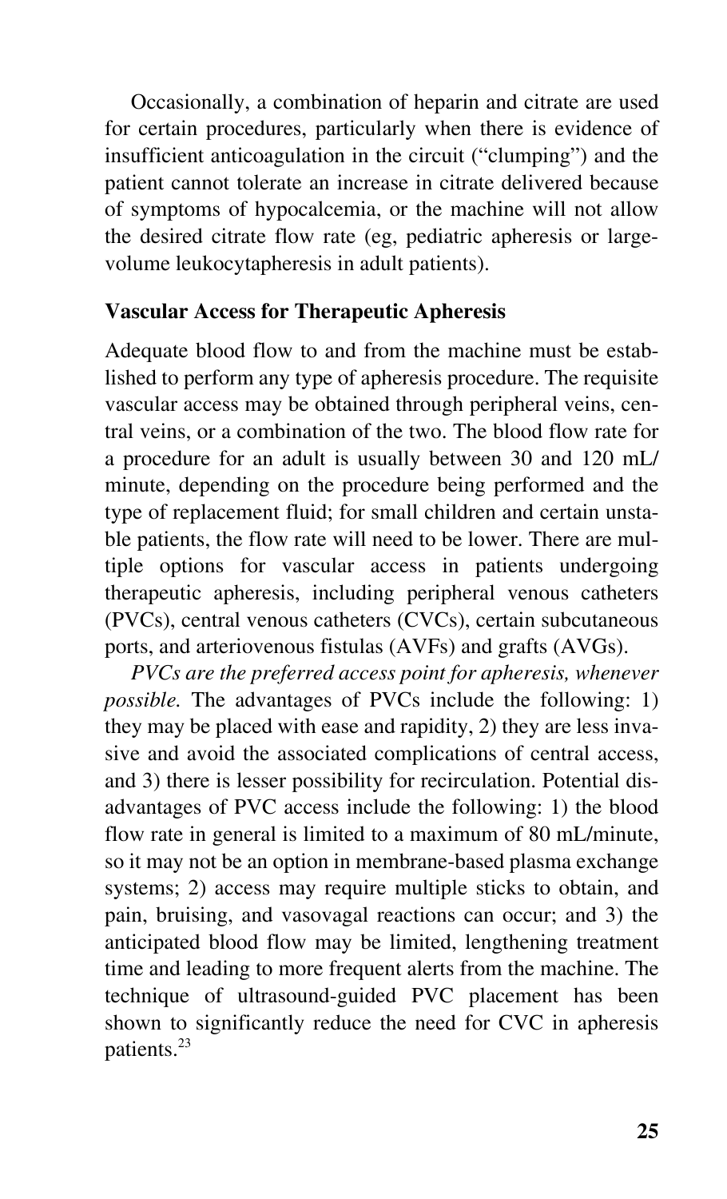Occasionally, a combination of heparin and citrate are used for certain procedures, particularly when there is evidence of insufficient anticoagulation in the circuit ("clumping") and the patient cannot tolerate an increase in citrate delivered because of symptoms of hypocalcemia, or the machine will not allow the desired citrate flow rate (eg, pediatric apheresis or large-volume leukocytapheresis in adult patients).

## Vascular Access for Therapeutic Apheresis

Adequate blood flow to and from the machine must be established to perform any type of apheresis procedure. The requisite vascular access may be obtained through peripheral veins, central veins, or a combination of the two. The blood flow rate for a procedure for an adult is usually between 30 and 120 mL/minute, depending on the procedure being performed and the type of replacement fluid; for small children and certain unstable patients, the flow rate will need to be lower. There are multiple options for vascular access in patients undergoing therapeutic apheresis, including peripheral venous catheters (PVCs), central venous catheters (CVCs), certain subcutaneous ports, and arteriovenous fistulas (AVFs) and grafts (AVGs).

*PVCs are the preferred access point for apheresis, whenever possible.* The advantages of PVCs include the following: 1) they may be placed with ease and rapidity, 2) they are less invasive and avoid the associated complications of central access, and 3) there is lesser possibility for recirculation. Potential disadvantages of PVC access include the following: 1) the blood flow rate in general is limited to a maximum of 80 mL/minute, so it may not be an option in membrane-based plasma exchange systems; 2) access may require multiple sticks to obtain, and pain, bruising, and vasovagal reactions can occur; and 3) the anticipated blood flow may be limited, lengthening treatment time and leading to more frequent alerts from the machine. The technique of ultrasound-guided PVC placement has been shown to significantly reduce the need for CVC in apheresis patients.[23]